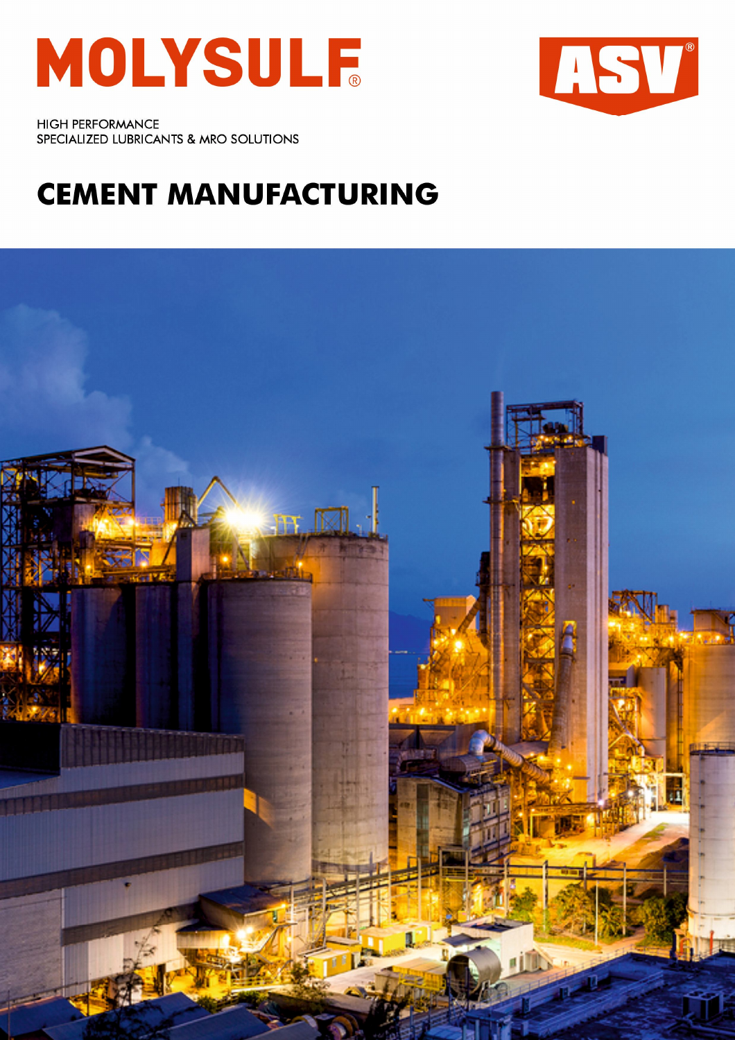# MOLYSULF®

ASV®

HIGH PERFORMANCE
SPECIALIZED LUBRICANTS & MRO SOLUTIONS

## CEMENT MANUFACTURING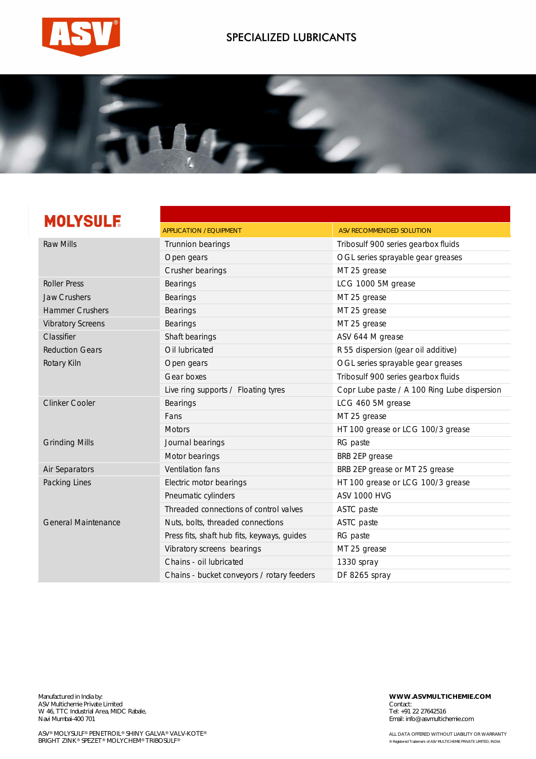SPECIALIZED LUBRICANTS

## MOLYSULF

| | APPLICATION / EQUIPMENT | ASV RECOMMENDED SOLUTION |
|---|---|---|
| Raw Mills | Trunnion bearings | Tribosulf 900 series gearbox fluids |
| | Open gears | OGL series sprayable gear greases |
| | Crusher bearings | MT 25 grease |
| Roller Press | Bearings | LCG 1000 5M grease |
| Jaw Crushers | Bearings | MT 25 grease |
| Hammer Crushers | Bearings | MT 25 grease |
| Vibratory Screens | Bearings | MT 25 grease |
| Classifier | Shaft bearings | ASV 644 M grease |
| Reduction Gears | Oil lubricated | R 55 dispersion (gear oil additive) |
| Rotary Kiln | Open gears | OGL series sprayable gear greases |
| | Gear boxes | Tribosulf 900 series gearbox fluids |
| | Live ring supports / Floating tyres | Copr Lube paste / A 100 Ring Lube dispersion |
| Clinker Cooler | Bearings | LCG 460 5M grease |
| | Fans | MT 25 grease |
| | Motors | HT 100 grease or LCG 100/3 grease |
| Grinding Mills | Journal bearings | RG paste |
| | Motor bearings | BRB 2EP grease |
| Air Separators | Ventilation fans | BRB 2EP grease or MT 25 grease |
| Packing Lines | Electric motor bearings | HT 100 grease or LCG 100/3 grease |
| | Pneumatic cylinders | ASV 1000 HVG |
| | Threaded connections of control valves | ASTC paste |
| General Maintenance | Nuts, bolts, threaded connections | ASTC paste |
| | Press fits, shaft hub fits, keyways, guides | RG paste |
| | Vibratory screens bearings | MT 25 grease |
| | Chains - oil lubricated | 1330 spray |
| | Chains - bucket conveyors / rotary feeders | DF 8265 spray |

Manufactured in India by:
ASV Multichemie Private Limited
W 46, TTC Industrial Area, MIDC Rabale,
Navi Mumbai-400 701

ASV® MOLYSULF® PENETROIL® SHINY GALVA® VALV-KOTE®
BRIGHT ZINK® SPEZET® MOLYCHEM® TRIBOSULF®

**WWW.ASVMULTICHEMIE.COM**
Contact:
Tel: +91 22 27642516
Email: info@asvmultichemie.com

ALL DATA OFFERED WITHOUT LIABILITY OR WARRANTY
® Registered Trademark of ASV MULTICHEMIE PRIVATE LIMITED, INDIA